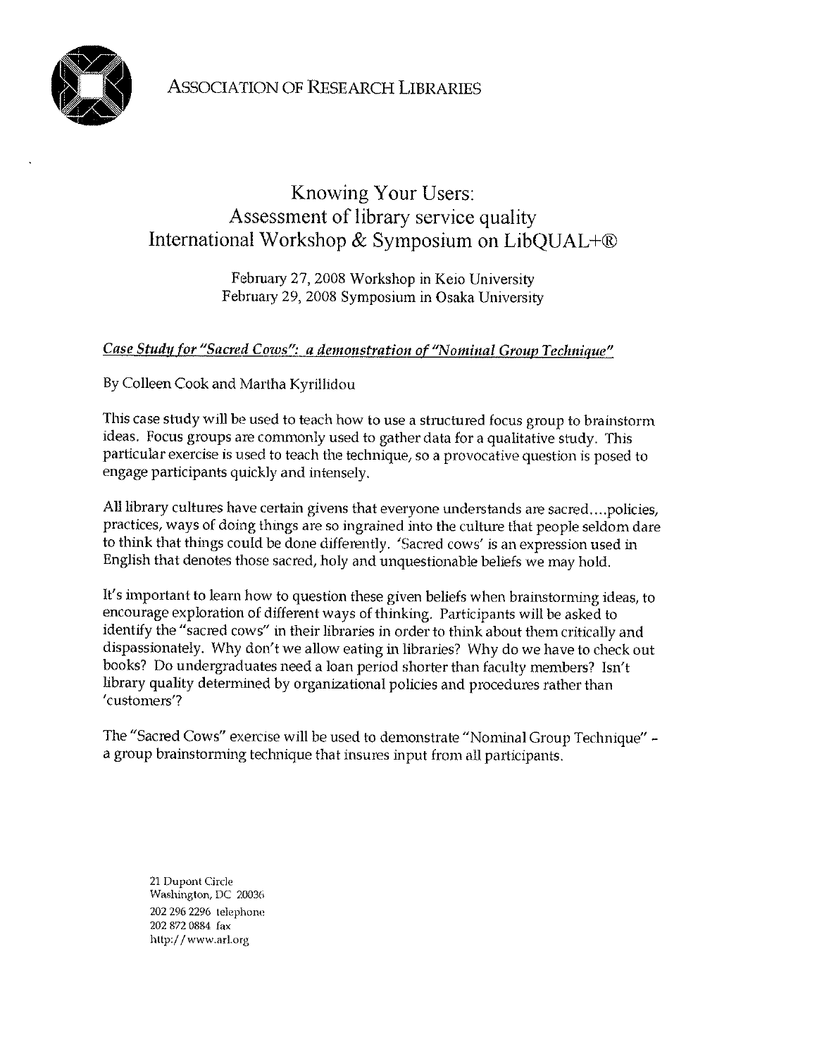ASSOCIATION OF RESEARCH LIBRARIES

# Knowing Your Users: Assessment of library service quality International Workshop & Symposium on LibQUAL+®

February 27, 2008 Workshop in Keio University
February 29, 2008 Symposium in Osaka University

## *Case Study for "Sacred Cows": a demonstration of "Nominal Group Technique"*

By Colleen Cook and Martha Kyrillidou

This case study will be used to teach how to use a structured focus group to brainstorm ideas. Focus groups are commonly used to gather data for a qualitative study. This particular exercise is used to teach the technique, so a provocative question is posed to engage participants quickly and intensely.

All library cultures have certain givens that everyone understands are sacred....policies, practices, ways of doing things are so ingrained into the culture that people seldom dare to think that things could be done differently. 'Sacred cows' is an expression used in English that denotes those sacred, holy and unquestionable beliefs we may hold.

It's important to learn how to question these given beliefs when brainstorming ideas, to encourage exploration of different ways of thinking. Participants will be asked to identify the "sacred cows" in their libraries in order to think about them critically and dispassionately. Why don't we allow eating in libraries? Why do we have to check out books? Do undergraduates need a loan period shorter than faculty members? Isn't library quality determined by organizational policies and procedures rather than 'customers'?

The "Sacred Cows" exercise will be used to demonstrate "Nominal Group Technique" - a group brainstorming technique that insures input from all participants.

21 Dupont Circle
Washington, DC 20036
202 296 2296 telephone
202 872 0884 fax
http://www.arl.org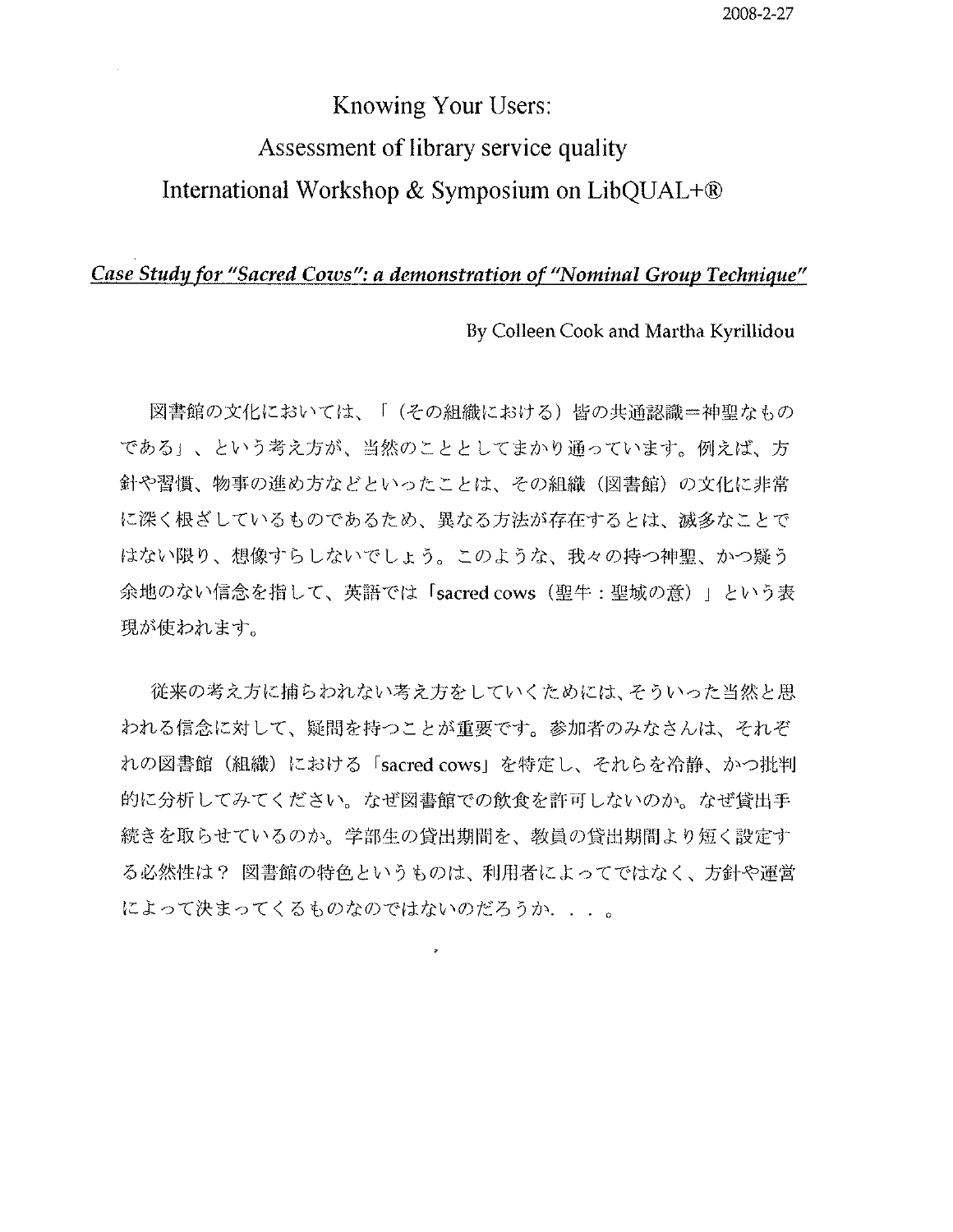2008-2-27

# Knowing Your Users:
# Assessment of library service quality
# International Workshop & Symposium on LibQUAL+®

***Case Study for "Sacred Cows": a demonstration of "Nominal Group Technique"***

By Colleen Cook and Martha Kyrillidou

図書館の文化においては、「（その組織における）皆の共通認識＝神聖なものである」、という考え方が、当然のこととしてまかり通っています。例えば、方針や習慣、物事の進め方などといったことは、その組織（図書館）の文化に非常に深く根ざしているものであるため、異なる方法が存在するとは、滅多なことではない限り、想像すらしないでしょう。このような、我々の持つ神聖、かつ疑う余地のない信念を指して、英語では「sacred cows（聖牛：聖域の意）」という表現が使われます。

従来の考え方に捕らわれない考え方をしていくためには、そういった当然と思われる信念に対して、疑問を持つことが重要です。参加者のみなさんは、それぞれの図書館（組織）における「sacred cows」を特定し、それらを冷静、かつ批判的に分析してみてください。なぜ図書館での飲食を許可しないのか。なぜ貸出手続きを取らせているのか。学部生の貸出期間を、教員の貸出期間より短く設定する必然性は？ 図書館の特色というものは、利用者によってではなく、方針や運営によって決まってくるものなのではないのだろうか．．．。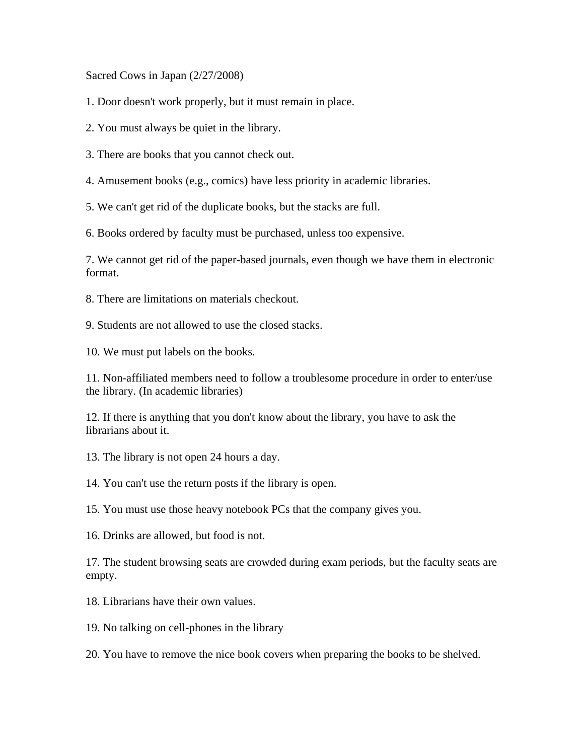Sacred Cows in Japan (2/27/2008)

1. Door doesn't work properly, but it must remain in place.

2. You must always be quiet in the library.

3. There are books that you cannot check out.

4. Amusement books (e.g., comics) have less priority in academic libraries.

5. We can't get rid of the duplicate books, but the stacks are full.

6. Books ordered by faculty must be purchased, unless too expensive.

7. We cannot get rid of the paper-based journals, even though we have them in electronic format.

8. There are limitations on materials checkout.

9. Students are not allowed to use the closed stacks.

10. We must put labels on the books.

11. Non-affiliated members need to follow a troublesome procedure in order to enter/use the library. (In academic libraries)

12. If there is anything that you don't know about the library, you have to ask the librarians about it.

13. The library is not open 24 hours a day.

14. You can't use the return posts if the library is open.

15. You must use those heavy notebook PCs that the company gives you.

16. Drinks are allowed, but food is not.

17. The student browsing seats are crowded during exam periods, but the faculty seats are empty.

18. Librarians have their own values.

19. No talking on cell-phones in the library

20. You have to remove the nice book covers when preparing the books to be shelved.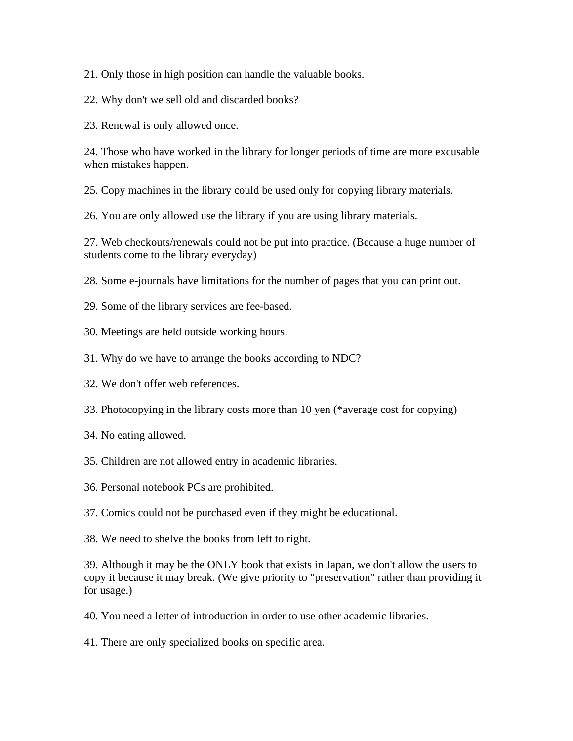21. Only those in high position can handle the valuable books.

22. Why don't we sell old and discarded books?

23. Renewal is only allowed once.

24. Those who have worked in the library for longer periods of time are more excusable when mistakes happen.

25. Copy machines in the library could be used only for copying library materials.

26. You are only allowed use the library if you are using library materials.

27. Web checkouts/renewals could not be put into practice. (Because a huge number of students come to the library everyday)

28. Some e-journals have limitations for the number of pages that you can print out.

29. Some of the library services are fee-based.

30. Meetings are held outside working hours.

31. Why do we have to arrange the books according to NDC?

32. We don't offer web references.

33. Photocopying in the library costs more than 10 yen (*average cost for copying)

34. No eating allowed.

35. Children are not allowed entry in academic libraries.

36. Personal notebook PCs are prohibited.

37. Comics could not be purchased even if they might be educational.

38. We need to shelve the books from left to right.

39. Although it may be the ONLY book that exists in Japan, we don't allow the users to copy it because it may break. (We give priority to "preservation" rather than providing it for usage.)

40. You need a letter of introduction in order to use other academic libraries.

41. There are only specialized books on specific area.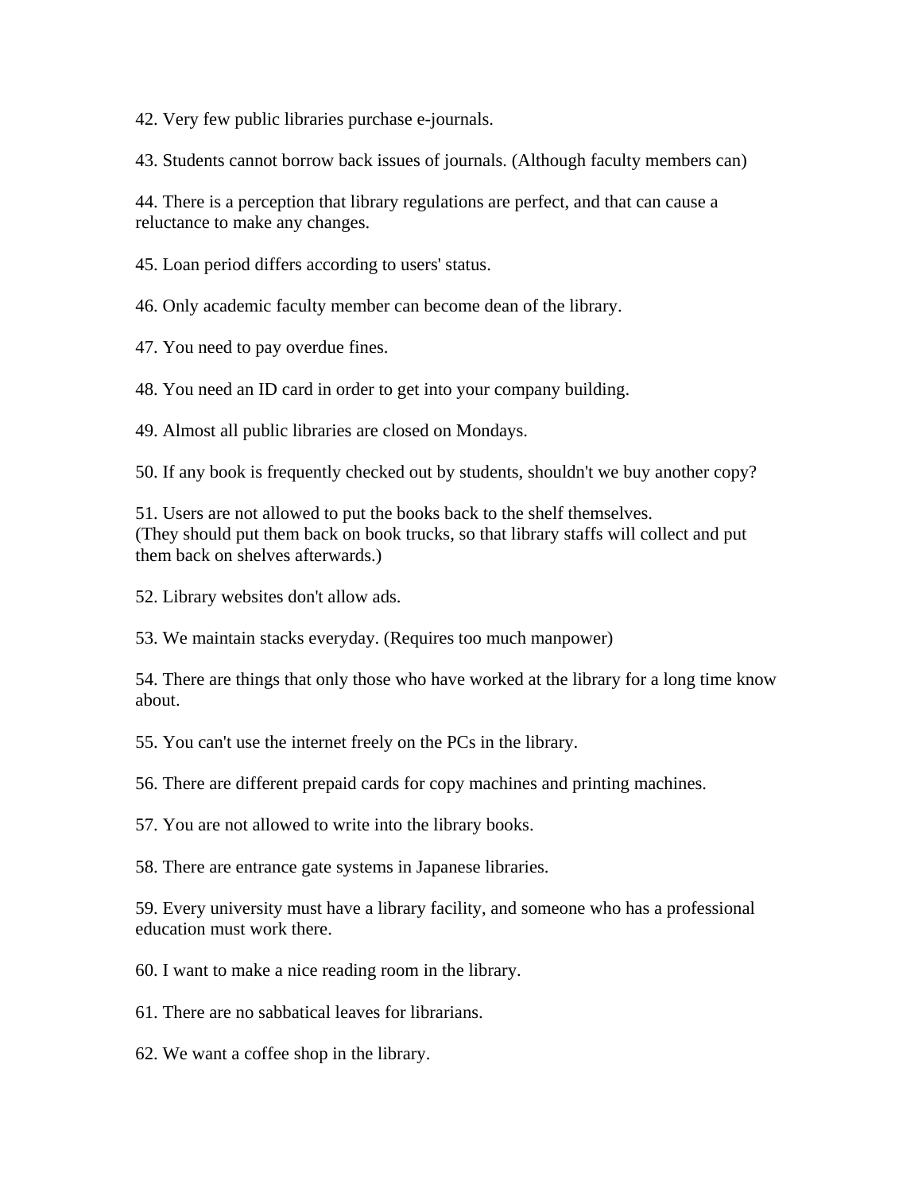42. Very few public libraries purchase e-journals.

43. Students cannot borrow back issues of journals. (Although faculty members can)

44. There is a perception that library regulations are perfect, and that can cause a reluctance to make any changes.

45. Loan period differs according to users' status.

46. Only academic faculty member can become dean of the library.

47. You need to pay overdue fines.

48. You need an ID card in order to get into your company building.

49. Almost all public libraries are closed on Mondays.

50. If any book is frequently checked out by students, shouldn't we buy another copy?

51. Users are not allowed to put the books back to the shelf themselves.
(They should put them back on book trucks, so that library staffs will collect and put them back on shelves afterwards.)

52. Library websites don't allow ads.

53. We maintain stacks everyday. (Requires too much manpower)

54. There are things that only those who have worked at the library for a long time know about.

55. You can't use the internet freely on the PCs in the library.

56. There are different prepaid cards for copy machines and printing machines.

57. You are not allowed to write into the library books.

58. There are entrance gate systems in Japanese libraries.

59. Every university must have a library facility, and someone who has a professional education must work there.

60. I want to make a nice reading room in the library.

61. There are no sabbatical leaves for librarians.

62. We want a coffee shop in the library.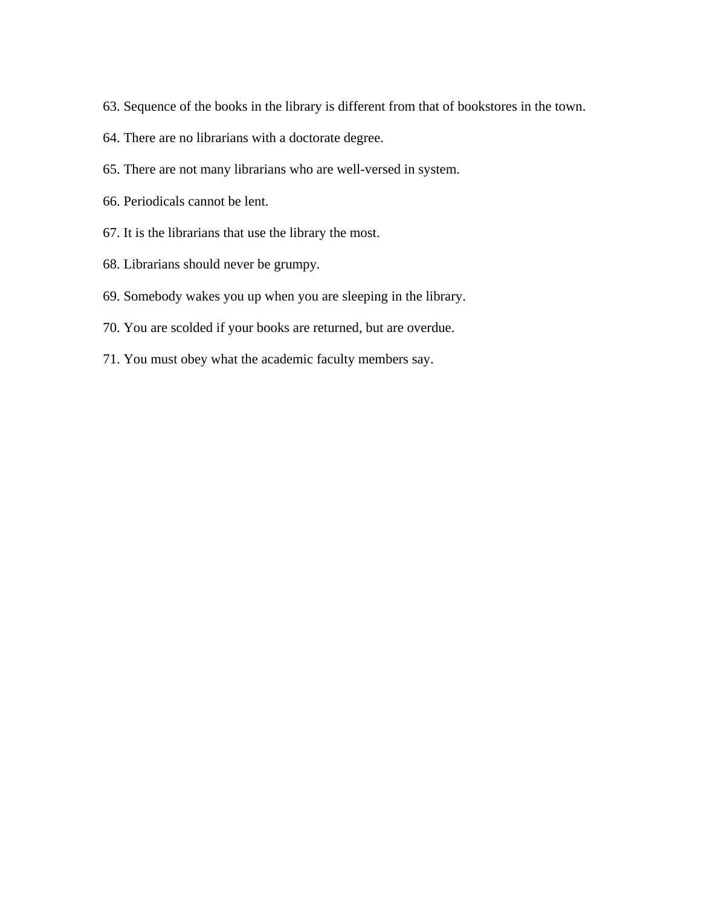63. Sequence of the books in the library is different from that of bookstores in the town.

64. There are no librarians with a doctorate degree.

65. There are not many librarians who are well-versed in system.

66. Periodicals cannot be lent.

67. It is the librarians that use the library the most.

68. Librarians should never be grumpy.

69. Somebody wakes you up when you are sleeping in the library.

70. You are scolded if your books are returned, but are overdue.

71. You must obey what the academic faculty members say.